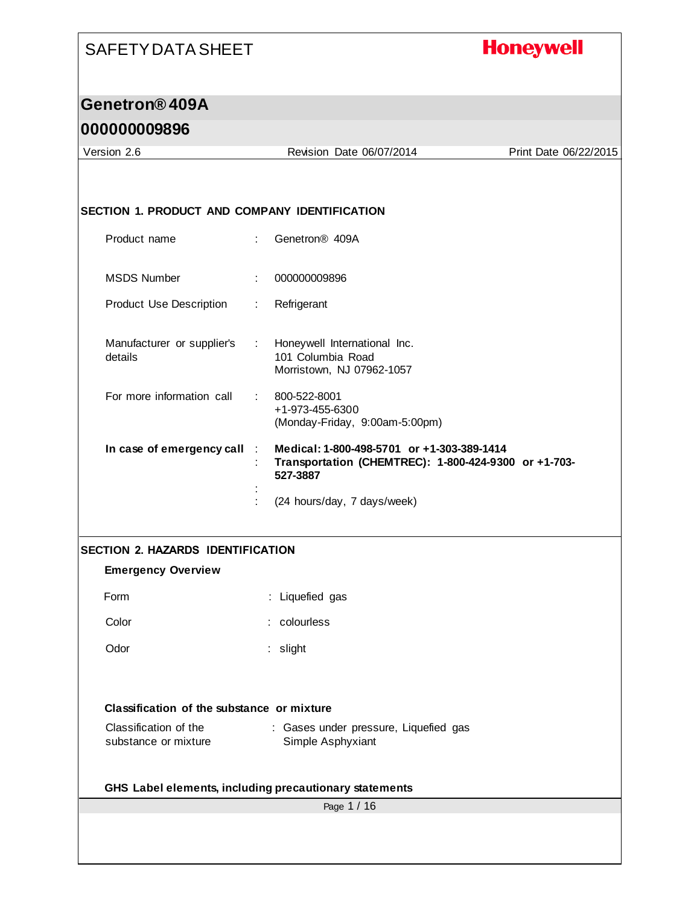# SAFETY DATA SHEET

**Honeywell**

## Genetron® 409A

## 000000009896

Version 2.6 | Revision Date 06/07/2014 | Print Date 06/22/2015

### SECTION 1. PRODUCT AND COMPANY IDENTIFICATION

| | | |
|---|---|---|
| Product name | : | Genetron® 409A |
| MSDS Number | : | 000000009896 |
| Product Use Description | : | Refrigerant |
| Manufacturer or supplier's details | : | Honeywell International Inc.<br>101 Columbia Road<br>Morristown, NJ 07962-1057 |
| For more information call | : | 800-522-8001<br>+1-973-455-6300<br>(Monday-Friday, 9:00am-5:00pm) |
| **In case of emergency call** | : | **Medical: 1-800-498-5701 or +1-303-389-1414** |
| | : | **Transportation (CHEMTREC): 1-800-424-9300 or +1-703-527-3887** |
| | : | |
| | : | (24 hours/day, 7 days/week) |

### SECTION 2. HAZARDS IDENTIFICATION

**Emergency Overview**

| | | |
|---|---|---|
| Form | : | Liquefied gas |
| Color | : | colourless |
| Odor | : | slight |

**Classification of the substance or mixture**

| | | |
|---|---|---|
| Classification of the substance or mixture | : | Gases under pressure, Liquefied gas<br>Simple Asphyxiant |

**GHS Label elements, including precautionary statements**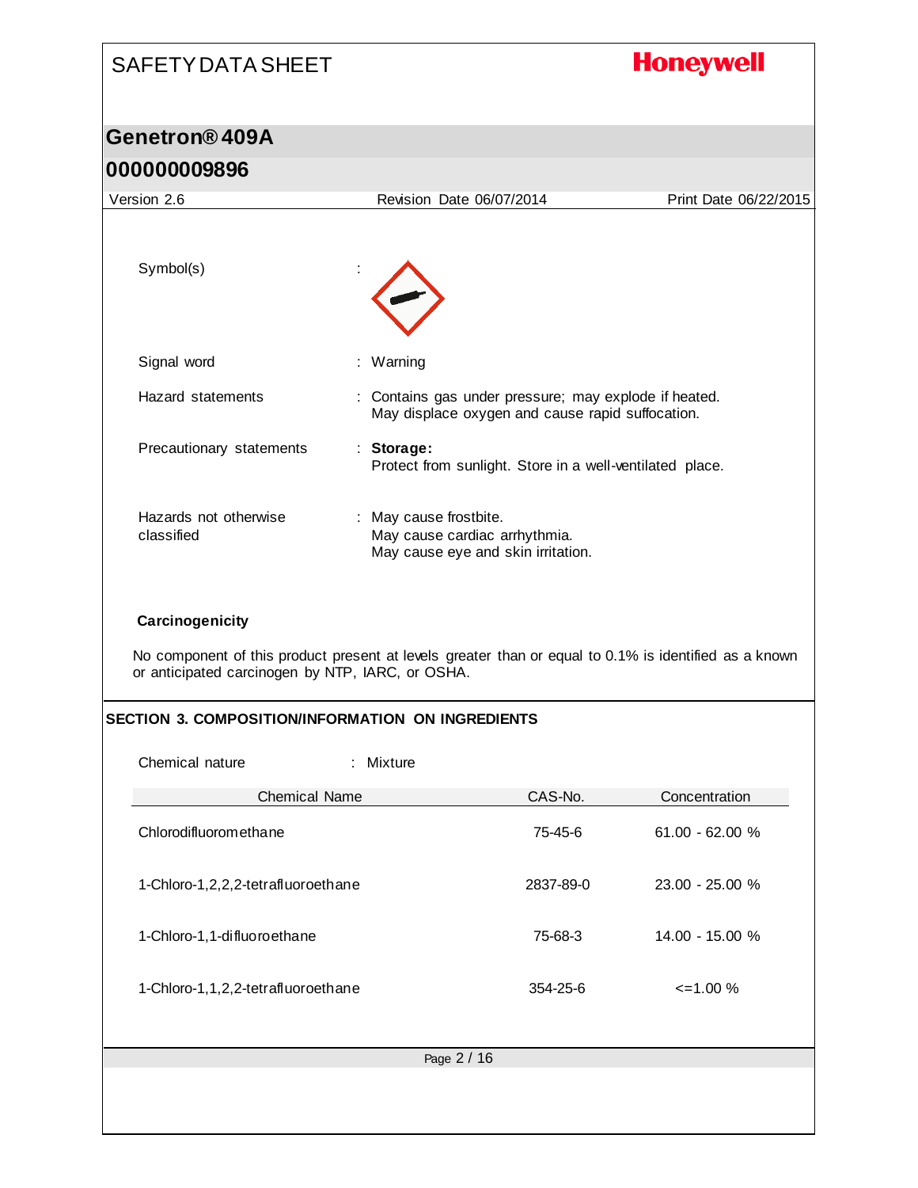Symbol(s) :

Signal word : Warning

Hazard statements : Contains gas under pressure; may explode if heated.
May displace oxygen and cause rapid suffocation.

Precautionary statements : **Storage:**
Protect from sunlight. Store in a well-ventilated place.

Hazards not otherwise classified : May cause frostbite.
May cause cardiac arrhythmia.
May cause eye and skin irritation.

**Carcinogenicity**

No component of this product present at levels greater than or equal to 0.1% is identified as a known or anticipated carcinogen by NTP, IARC, or OSHA.

## SECTION 3. COMPOSITION/INFORMATION ON INGREDIENTS

Chemical nature : Mixture

| Chemical Name | CAS-No. | Concentration |
|---|---|---|
| Chlorodifluoromethane | 75-45-6 | 61.00 - 62.00 % |
| 1-Chloro-1,2,2,2-tetrafluoroethane | 2837-89-0 | 23.00 - 25.00 % |
| 1-Chloro-1,1-difluoroethane | 75-68-3 | 14.00 - 15.00 % |
| 1-Chloro-1,1,2,2-tetrafluoroethane | 354-25-6 | <=1.00 % |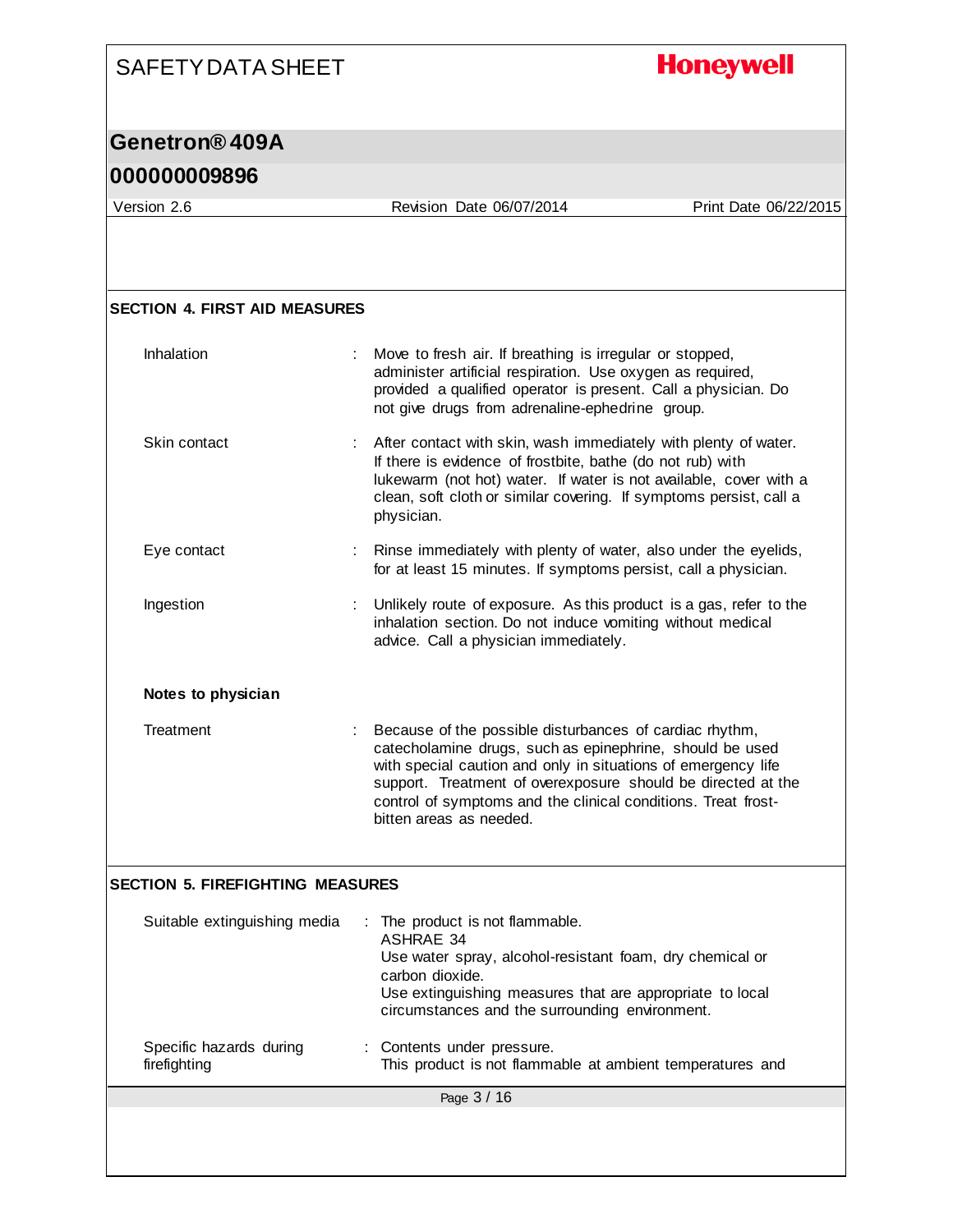## SECTION 4. FIRST AID MEASURES

| | |
|---|---|
| Inhalation | Move to fresh air. If breathing is irregular or stopped, administer artificial respiration. Use oxygen as required, provided a qualified operator is present. Call a physician. Do not give drugs from adrenaline-ephedrine group. |
| Skin contact | After contact with skin, wash immediately with plenty of water. If there is evidence of frostbite, bathe (do not rub) with lukewarm (not hot) water. If water is not available, cover with a clean, soft cloth or similar covering. If symptoms persist, call a physician. |
| Eye contact | Rinse immediately with plenty of water, also under the eyelids, for at least 15 minutes. If symptoms persist, call a physician. |
| Ingestion | Unlikely route of exposure. As this product is a gas, refer to the inhalation section. Do not induce vomiting without medical advice. Call a physician immediately. |

**Notes to physician**

| | |
|---|---|
| Treatment | Because of the possible disturbances of cardiac rhythm, catecholamine drugs, such as epinephrine, should be used with special caution and only in situations of emergency life support. Treatment of overexposure should be directed at the control of symptoms and the clinical conditions. Treat frost-bitten areas as needed. |

## SECTION 5. FIREFIGHTING MEASURES

| | |
|---|---|
| Suitable extinguishing media | The product is not flammable.<br>ASHRAE 34<br>Use water spray, alcohol-resistant foam, dry chemical or carbon dioxide.<br>Use extinguishing measures that are appropriate to local circumstances and the surrounding environment. |
| Specific hazards during firefighting | Contents under pressure.<br>This product is not flammable at ambient temperatures and |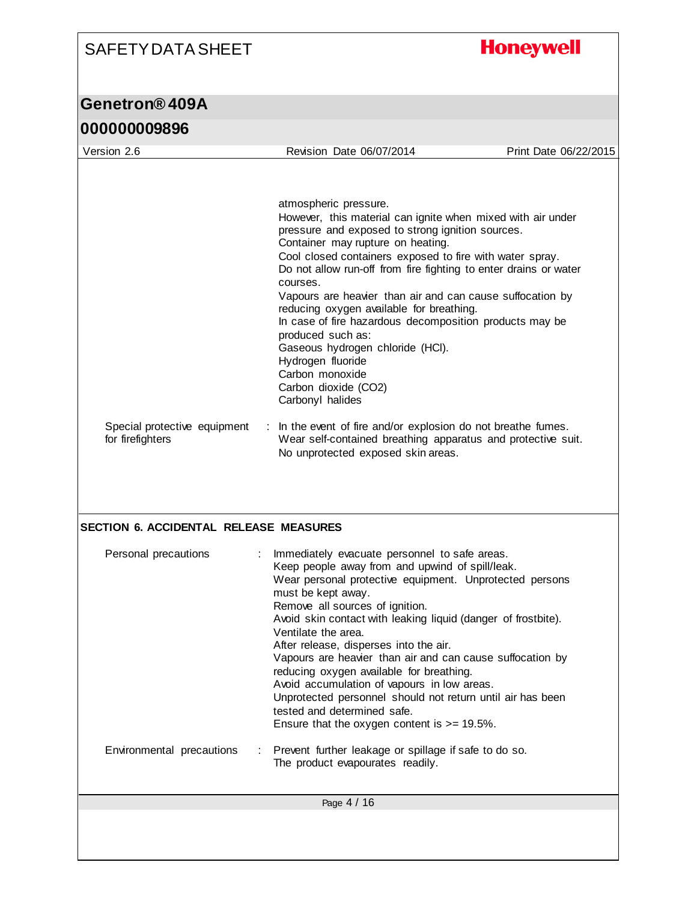atmospheric pressure.
However, this material can ignite when mixed with air under pressure and exposed to strong ignition sources.
Container may rupture on heating.
Cool closed containers exposed to fire with water spray.
Do not allow run-off from fire fighting to enter drains or water courses.
Vapours are heavier than air and can cause suffocation by reducing oxygen available for breathing.
In case of fire hazardous decomposition products may be produced such as:
Gaseous hydrogen chloride (HCl).
Hydrogen fluoride
Carbon monoxide
Carbon dioxide ($CO_2$)
Carbonyl halides

Special protective equipment for firefighters : In the event of fire and/or explosion do not breathe fumes.
Wear self-contained breathing apparatus and protective suit.
No unprotected exposed skin areas.

## SECTION 6. ACCIDENTAL RELEASE MEASURES

Personal precautions : Immediately evacuate personnel to safe areas.
Keep people away from and upwind of spill/leak.
Wear personal protective equipment. Unprotected persons must be kept away.
Remove all sources of ignition.
Avoid skin contact with leaking liquid (danger of frostbite).
Ventilate the area.
After release, disperses into the air.
Vapours are heavier than air and can cause suffocation by reducing oxygen available for breathing.
Avoid accumulation of vapours in low areas.
Unprotected personnel should not return until air has been tested and determined safe.
Ensure that the oxygen content is >= 19.5%.

Environmental precautions : Prevent further leakage or spillage if safe to do so.
The product evapourates readily.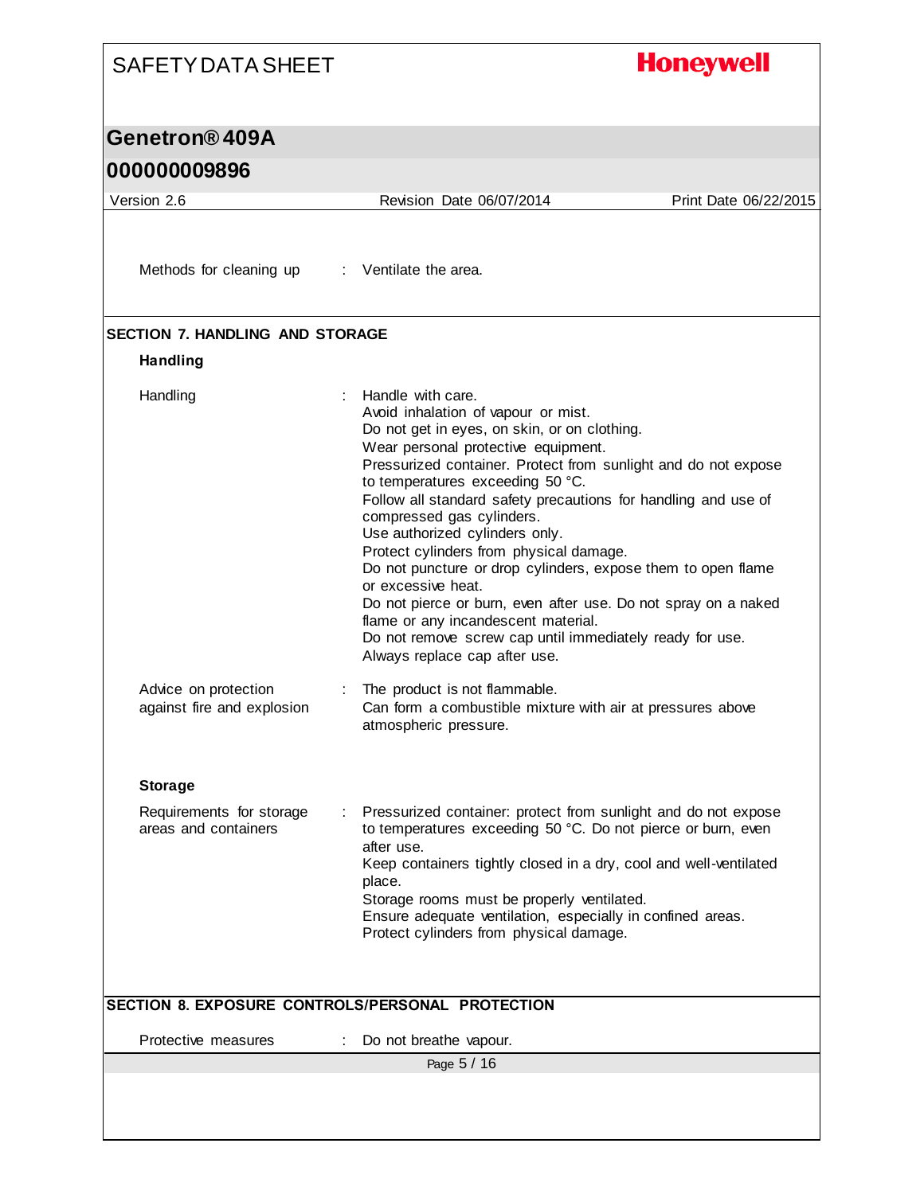Methods for cleaning up : Ventilate the area.

## SECTION 7. HANDLING AND STORAGE

### Handling

| | |
|---|---|
| Handling | Handle with care.<br>Avoid inhalation of vapour or mist.<br>Do not get in eyes, on skin, or on clothing.<br>Wear personal protective equipment.<br>Pressurized container. Protect from sunlight and do not expose to temperatures exceeding 50 °C.<br>Follow all standard safety precautions for handling and use of compressed gas cylinders.<br>Use authorized cylinders only.<br>Protect cylinders from physical damage.<br>Do not puncture or drop cylinders, expose them to open flame or excessive heat.<br>Do not pierce or burn, even after use. Do not spray on a naked flame or any incandescent material.<br>Do not remove screw cap until immediately ready for use.<br>Always replace cap after use. |
| Advice on protection against fire and explosion | The product is not flammable.<br>Can form a combustible mixture with air at pressures above atmospheric pressure. |

### Storage

| | |
|---|---|
| Requirements for storage areas and containers | Pressurized container: protect from sunlight and do not expose to temperatures exceeding 50 °C. Do not pierce or burn, even after use.<br>Keep containers tightly closed in a dry, cool and well-ventilated place.<br>Storage rooms must be properly ventilated.<br>Ensure adequate ventilation, especially in confined areas.<br>Protect cylinders from physical damage. |

## SECTION 8. EXPOSURE CONTROLS/PERSONAL PROTECTION

Protective measures : Do not breathe vapour.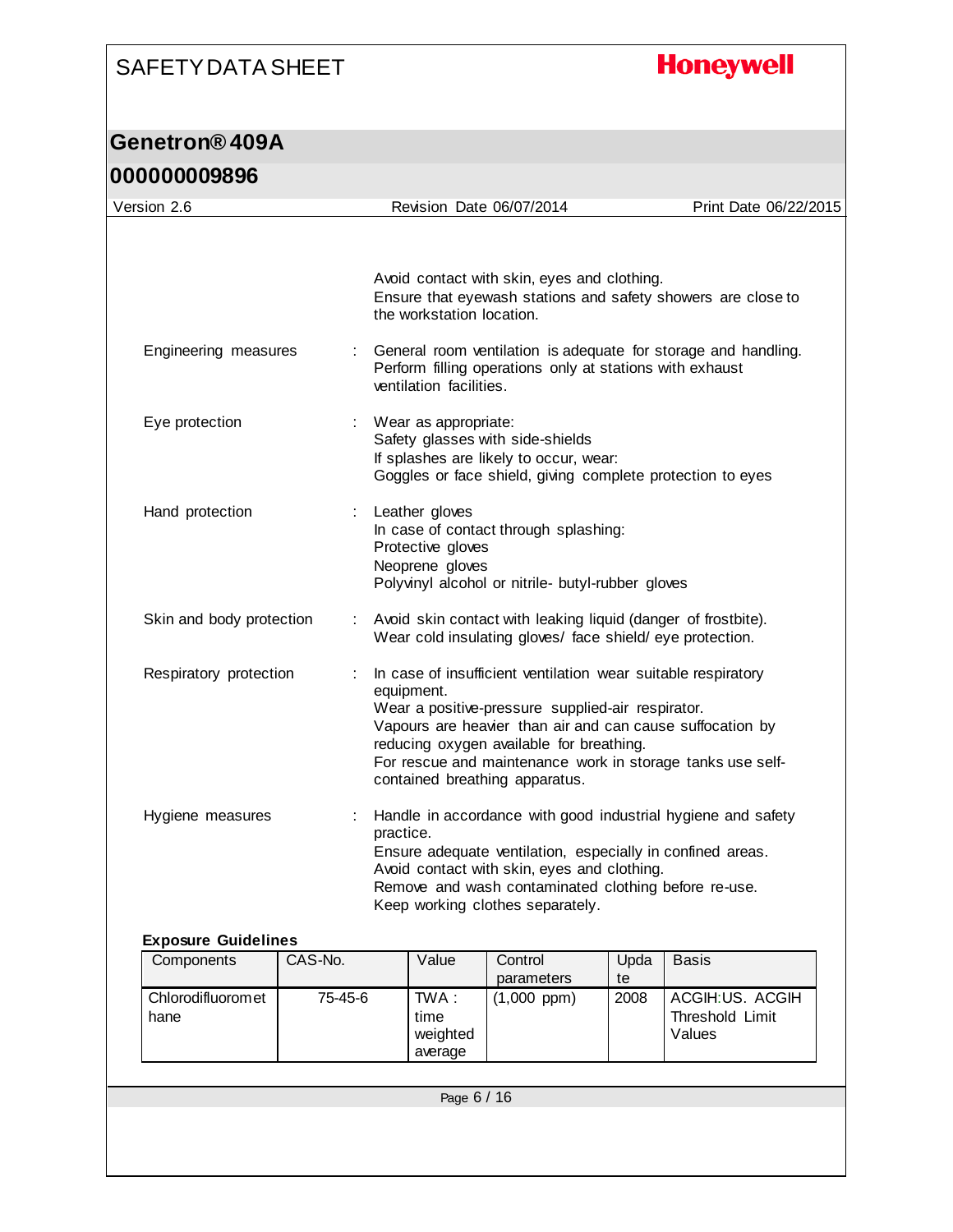Avoid contact with skin, eyes and clothing.
Ensure that eyewash stations and safety showers are close to the workstation location.

| | | |
|---|---|---|
| Engineering measures | : | General room ventilation is adequate for storage and handling. Perform filling operations only at stations with exhaust ventilation facilities. |
| Eye protection | : | Wear as appropriate:<br>Safety glasses with side-shields<br>If splashes are likely to occur, wear:<br>Goggles or face shield, giving complete protection to eyes |
| Hand protection | : | Leather gloves<br>In case of contact through splashing:<br>Protective gloves<br>Neoprene gloves<br>Polyvinyl alcohol or nitrile- butyl-rubber gloves |
| Skin and body protection | : | Avoid skin contact with leaking liquid (danger of frostbite).<br>Wear cold insulating gloves/ face shield/ eye protection. |
| Respiratory protection | : | In case of insufficient ventilation wear suitable respiratory equipment.<br>Wear a positive-pressure supplied-air respirator.<br>Vapours are heavier than air and can cause suffocation by reducing oxygen available for breathing.<br>For rescue and maintenance work in storage tanks use self-contained breathing apparatus. |
| Hygiene measures | : | Handle in accordance with good industrial hygiene and safety practice.<br>Ensure adequate ventilation, especially in confined areas.<br>Avoid contact with skin, eyes and clothing.<br>Remove and wash contaminated clothing before re-use.<br>Keep working clothes separately. |

**Exposure Guidelines**

| Components | CAS-No. | Value | Control parameters | Update | Basis |
|---|---|---|---|---|---|
| Chlorodifluoromethane | 75-45-6 | TWA : time weighted average | (1,000 ppm) | 2008 | ACGIH:US. ACGIH Threshold Limit Values |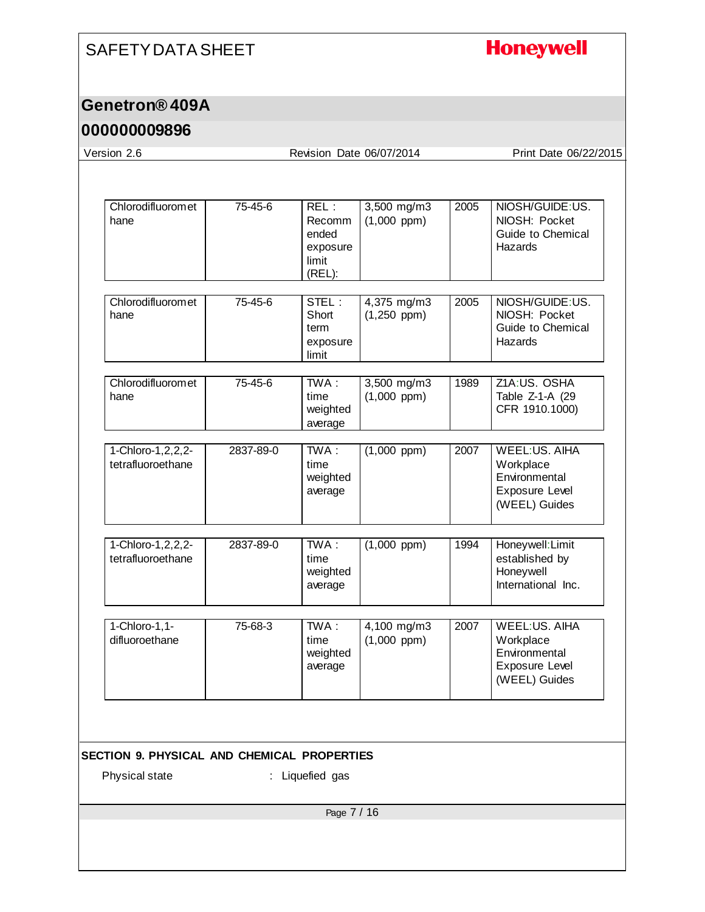| | | | | | |
|---|---|---|---|---|---|
| Chlorodifluoromethane | 75-45-6 | REL : Recommended exposure limit (REL): | 3,500 mg/m3 (1,000 ppm) | 2005 | NIOSH/GUIDE:US. NIOSH: Pocket Guide to Chemical Hazards |
| Chlorodifluoromethane | 75-45-6 | STEL : Short term exposure limit | 4,375 mg/m3 (1,250 ppm) | 2005 | NIOSH/GUIDE:US. NIOSH: Pocket Guide to Chemical Hazards |
| Chlorodifluoromethane | 75-45-6 | TWA : time weighted average | 3,500 mg/m3 (1,000 ppm) | 1989 | Z1A:US. OSHA Table Z-1-A (29 CFR 1910.1000) |
| 1-Chloro-1,2,2,2-tetrafluoroethane | 2837-89-0 | TWA : time weighted average | (1,000 ppm) | 2007 | WEEL:US. AIHA Workplace Environmental Exposure Level (WEEL) Guides |
| 1-Chloro-1,2,2,2-tetrafluoroethane | 2837-89-0 | TWA : time weighted average | (1,000 ppm) | 1994 | Honeywell:Limit established by Honeywell International Inc. |
| 1-Chloro-1,1-difluoroethane | 75-68-3 | TWA : time weighted average | 4,100 mg/m3 (1,000 ppm) | 2007 | WEEL:US. AIHA Workplace Environmental Exposure Level (WEEL) Guides |

## SECTION 9. PHYSICAL AND CHEMICAL PROPERTIES

Physical state : Liquefied gas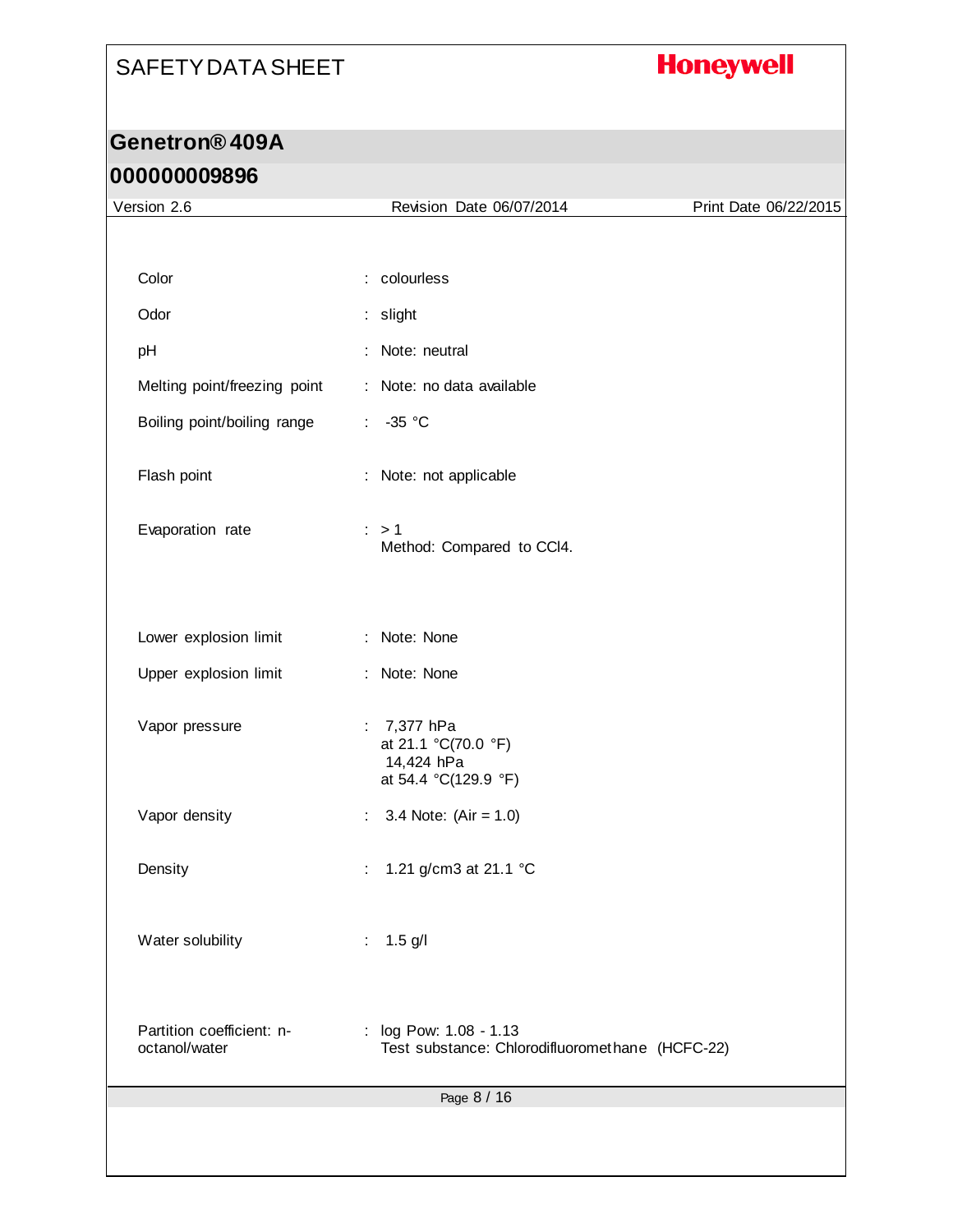| | | |
|---|---|---|
| Color | : | colourless |
| Odor | : | slight |
| pH | : | Note: neutral |
| Melting point/freezing point | : | Note: no data available |
| Boiling point/boiling range | : | -35 °C |
| Flash point | : | Note: not applicable |
| Evaporation rate | : | > 1<br>Method: Compared to $CCl_4$. |
| Lower explosion limit | : | Note: None |
| Upper explosion limit | : | Note: None |
| Vapor pressure | : | 7,377 hPa<br>at 21.1 °C(70.0 °F)<br>14,424 hPa<br>at 54.4 °C(129.9 °F) |
| Vapor density | : | 3.4 Note: (Air = 1.0) |
| Density | : | 1.21 g/cm3 at 21.1 °C |
| Water solubility | : | 1.5 g/l |
| Partition coefficient: n-octanol/water | : | log Pow: 1.08 - 1.13<br>Test substance: Chlorodifluoromethane (HCFC-22) |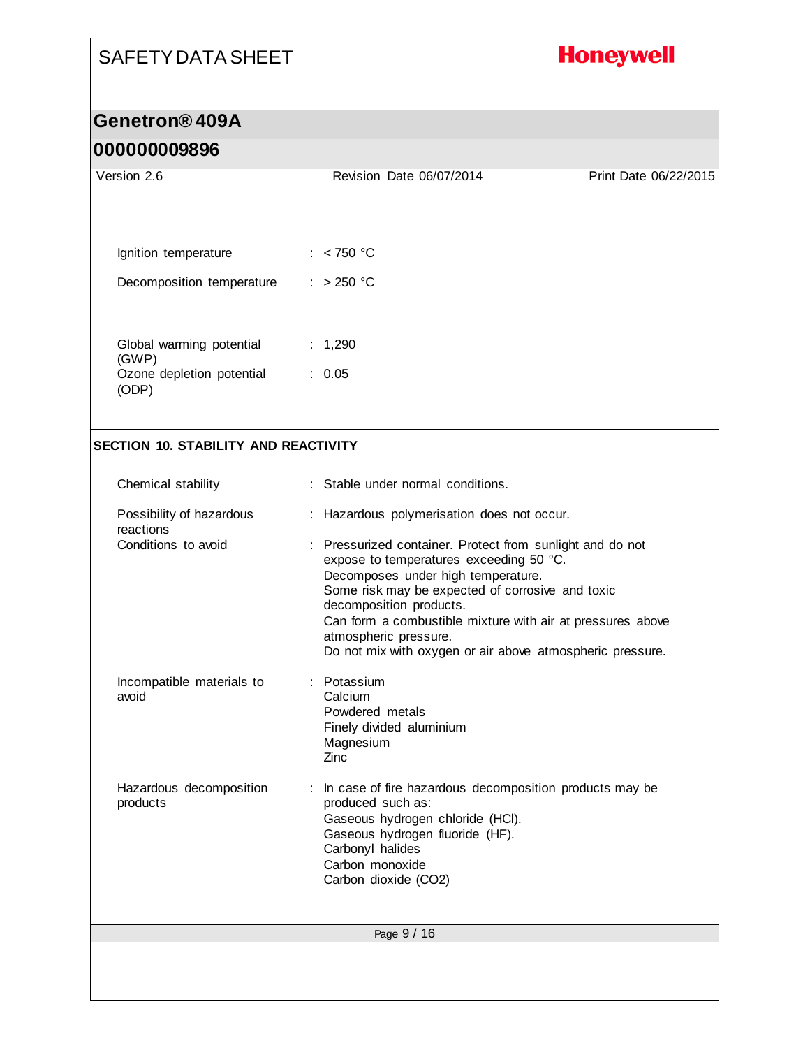| | |
|---|---|
| Ignition temperature | : < 750 °C |
| Decomposition temperature | : > 250 °C |
| Global warming potential (GWP) | : 1,290 |
| Ozone depletion potential (ODP) | : 0.05 |

## SECTION 10. STABILITY AND REACTIVITY

| | |
|---|---|
| Chemical stability | : Stable under normal conditions. |
| Possibility of hazardous reactions | : Hazardous polymerisation does not occur. |
| Conditions to avoid | : Pressurized container. Protect from sunlight and do not expose to temperatures exceeding 50 °C.<br>Decomposes under high temperature.<br>Some risk may be expected of corrosive and toxic decomposition products.<br>Can form a combustible mixture with air at pressures above atmospheric pressure.<br>Do not mix with oxygen or air above atmospheric pressure. |
| Incompatible materials to avoid | : Potassium<br>Calcium<br>Powdered metals<br>Finely divided aluminium<br>Magnesium<br>Zinc |
| Hazardous decomposition products | : In case of fire hazardous decomposition products may be produced such as:<br>Gaseous hydrogen chloride (HCl).<br>Gaseous hydrogen fluoride (HF).<br>Carbonyl halides<br>Carbon monoxide<br>Carbon dioxide ($CO_2$) |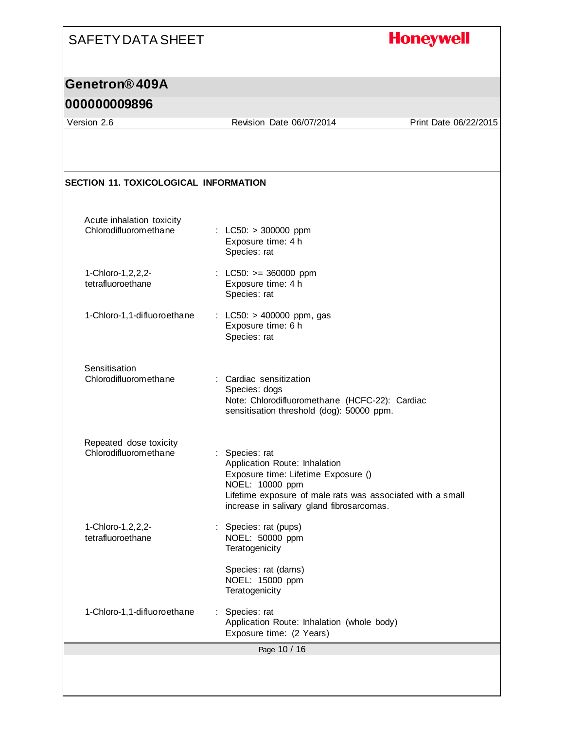## SECTION 11. TOXICOLOGICAL INFORMATION

**Acute inhalation toxicity**

| | |
|---|---|
| Chlorodifluoromethane | : LC50: > 300000 ppm<br>Exposure time: 4 h<br>Species: rat |
| 1-Chloro-1,2,2,2-tetrafluoroethane | : LC50: >= 360000 ppm<br>Exposure time: 4 h<br>Species: rat |
| 1-Chloro-1,1-difluoroethane | : LC50: > 400000 ppm, gas<br>Exposure time: 6 h<br>Species: rat |

**Sensitisation**

| | |
|---|---|
| Chlorodifluoromethane | : Cardiac sensitization<br>Species: dogs<br>Note: Chlorodifluoromethane (HCFC-22): Cardiac sensitisation threshold (dog): 50000 ppm. |

**Repeated dose toxicity**

| | |
|---|---|
| Chlorodifluoromethane | : Species: rat<br>Application Route: Inhalation<br>Exposure time: Lifetime Exposure ()<br>NOEL: 10000 ppm<br>Lifetime exposure of male rats was associated with a small increase in salivary gland fibrosarcomas. |
| 1-Chloro-1,2,2,2-tetrafluoroethane | : Species: rat (pups)<br>NOEL: 50000 ppm<br>Teratogenicity<br><br>Species: rat (dams)<br>NOEL: 15000 ppm<br>Teratogenicity |
| 1-Chloro-1,1-difluoroethane | : Species: rat<br>Application Route: Inhalation (whole body)<br>Exposure time: (2 Years) |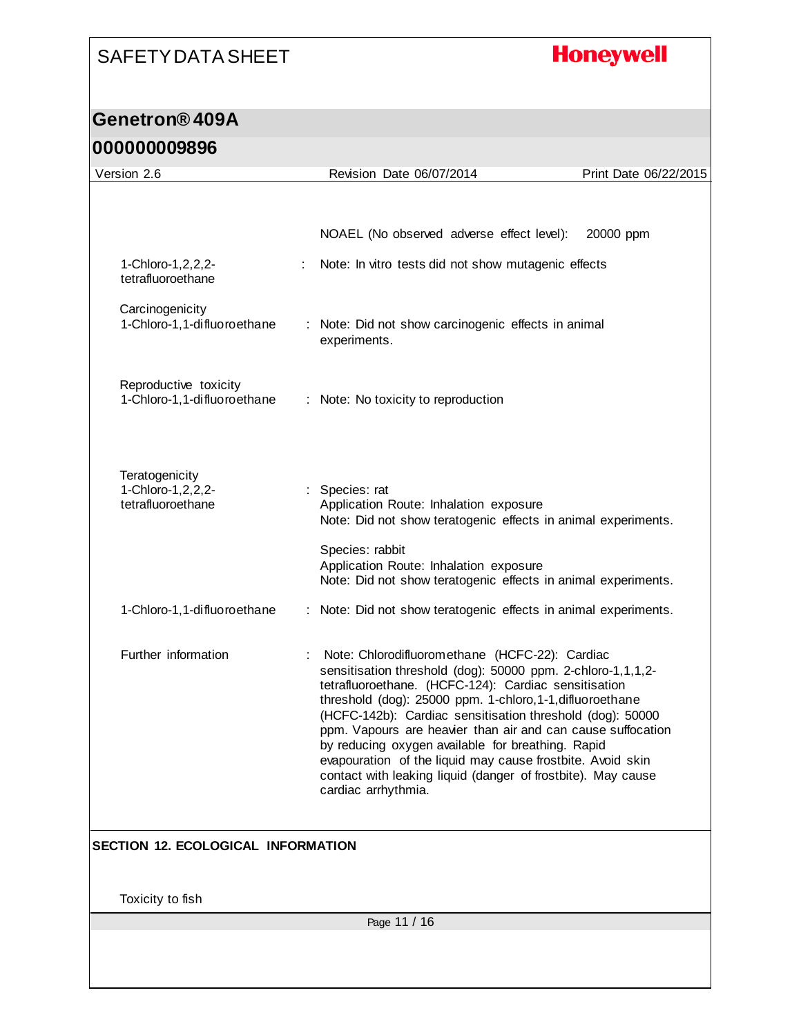NOAEL (No observed adverse effect level): 20000 ppm

| | | |
|---|---|---|
| 1-Chloro-1,2,2,2-tetrafluoroethane | : | Note: In vitro tests did not show mutagenic effects |

**Carcinogenicity**

| | | |
|---|---|---|
| 1-Chloro-1,1-difluoroethane | : | Note: Did not show carcinogenic effects in animal experiments. |

**Reproductive toxicity**

| | | |
|---|---|---|
| 1-Chloro-1,1-difluoroethane | : | Note: No toxicity to reproduction |

**Teratogenicity**

| | | |
|---|---|---|
| 1-Chloro-1,2,2,2-tetrafluoroethane | : | Species: rat<br>Application Route: Inhalation exposure<br>Note: Did not show teratogenic effects in animal experiments.<br><br>Species: rabbit<br>Application Route: Inhalation exposure<br>Note: Did not show teratogenic effects in animal experiments. |
| 1-Chloro-1,1-difluoroethane | : | Note: Did not show teratogenic effects in animal experiments. |

| | | |
|---|---|---|
| Further information | : | Note: Chlorodifluoromethane (HCFC-22): Cardiac sensitisation threshold (dog): 50000 ppm. 2-chloro-1,1,1,2-tetrafluoroethane. (HCFC-124): Cardiac sensitisation threshold (dog): 25000 ppm. 1-chloro,1-1,difluoroethane (HCFC-142b): Cardiac sensitisation threshold (dog): 50000 ppm. Vapours are heavier than air and can cause suffocation by reducing oxygen available for breathing. Rapid evapouration of the liquid may cause frostbite. Avoid skin contact with leaking liquid (danger of frostbite). May cause cardiac arrhythmia. |

## SECTION 12. ECOLOGICAL INFORMATION

**Toxicity to fish**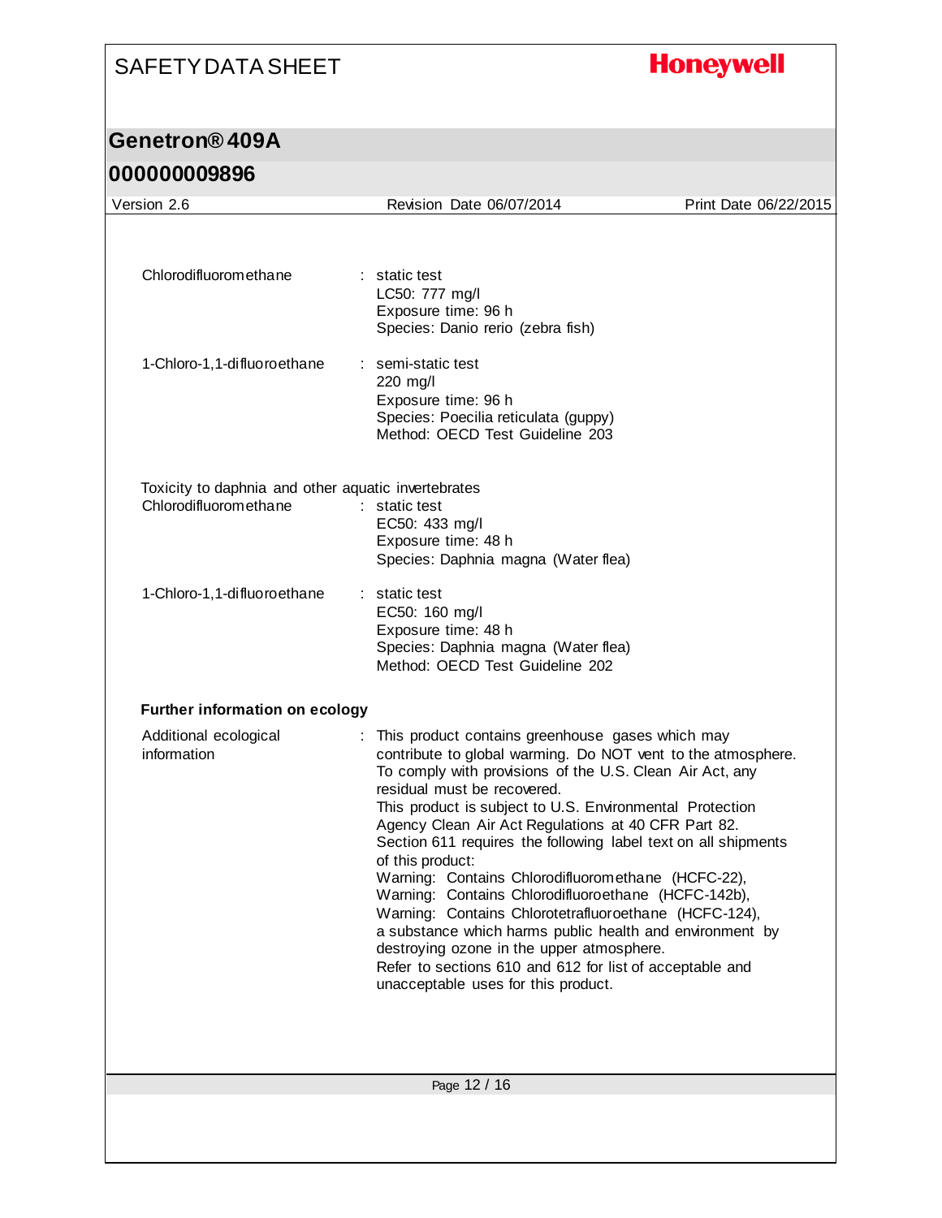Chlorodifluoromethane : static test
LC50: 777 mg/l
Exposure time: 96 h
Species: Danio rerio (zebra fish)

1-Chloro-1,1-difluoroethane : semi-static test
220 mg/l
Exposure time: 96 h
Species: Poecilia reticulata (guppy)
Method: OECD Test Guideline 203

Toxicity to daphnia and other aquatic invertebrates

Chlorodifluoromethane : static test
EC50: 433 mg/l
Exposure time: 48 h
Species: Daphnia magna (Water flea)

1-Chloro-1,1-difluoroethane : static test
EC50: 160 mg/l
Exposure time: 48 h
Species: Daphnia magna (Water flea)
Method: OECD Test Guideline 202

**Further information on ecology**

Additional ecological information : This product contains greenhouse gases which may contribute to global warming. Do NOT vent to the atmosphere. To comply with provisions of the U.S. Clean Air Act, any residual must be recovered.
This product is subject to U.S. Environmental Protection Agency Clean Air Act Regulations at 40 CFR Part 82.
Section 611 requires the following label text on all shipments of this product:
Warning: Contains Chlorodifluoromethane (HCFC-22),
Warning: Contains Chlorodifluoroethane (HCFC-142b),
Warning: Contains Chlorotetrafluoroethane (HCFC-124),
a substance which harms public health and environment by destroying ozone in the upper atmosphere.
Refer to sections 610 and 612 for list of acceptable and unacceptable uses for this product.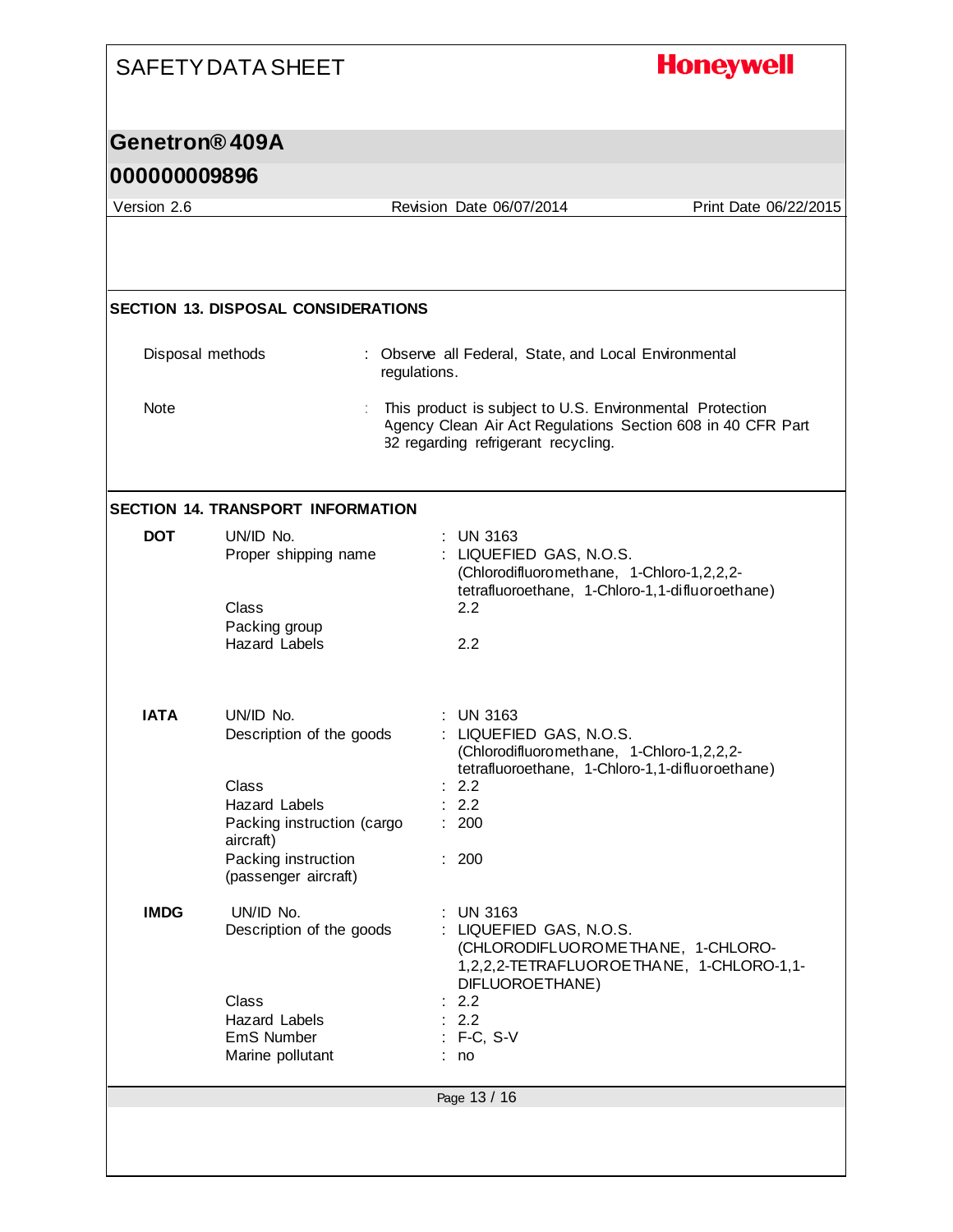## SECTION 13. DISPOSAL CONSIDERATIONS

| | | |
|---|---|---|
| Disposal methods | : | Observe all Federal, State, and Local Environmental regulations. |
| Note | : | This product is subject to U.S. Environmental Protection Agency Clean Air Act Regulations Section 608 in 40 CFR Part 82 regarding refrigerant recycling. |

## SECTION 14. TRANSPORT INFORMATION

**DOT**

| | | |
|---|---|---|
| UN/ID No. | : | UN 3163 |
| Proper shipping name | : | LIQUEFIED GAS, N.O.S. (Chlorodifluoromethane, 1-Chloro-1,2,2,2-tetrafluoroethane, 1-Chloro-1,1-difluoroethane) |
| Class | | 2.2 |
| Packing group | | |
| Hazard Labels | | 2.2 |

**IATA**

| | | |
|---|---|---|
| UN/ID No. | : | UN 3163 |
| Description of the goods | : | LIQUEFIED GAS, N.O.S. (Chlorodifluoromethane, 1-Chloro-1,2,2,2-tetrafluoroethane, 1-Chloro-1,1-difluoroethane) |
| Class | : | 2.2 |
| Hazard Labels | : | 2.2 |
| Packing instruction (cargo aircraft) | : | 200 |
| Packing instruction (passenger aircraft) | : | 200 |

**IMDG**

| | | |
|---|---|---|
| UN/ID No. | : | UN 3163 |
| Description of the goods | : | LIQUEFIED GAS, N.O.S. (CHLORODIFLUOROMETHANE, 1-CHLORO-1,2,2,2-TETRAFLUOROETHANE, 1-CHLORO-1,1-DIFLUOROETHANE) |
| Class | : | 2.2 |
| Hazard Labels | : | 2.2 |
| EmS Number | : | F-C, S-V |
| Marine pollutant | : | no |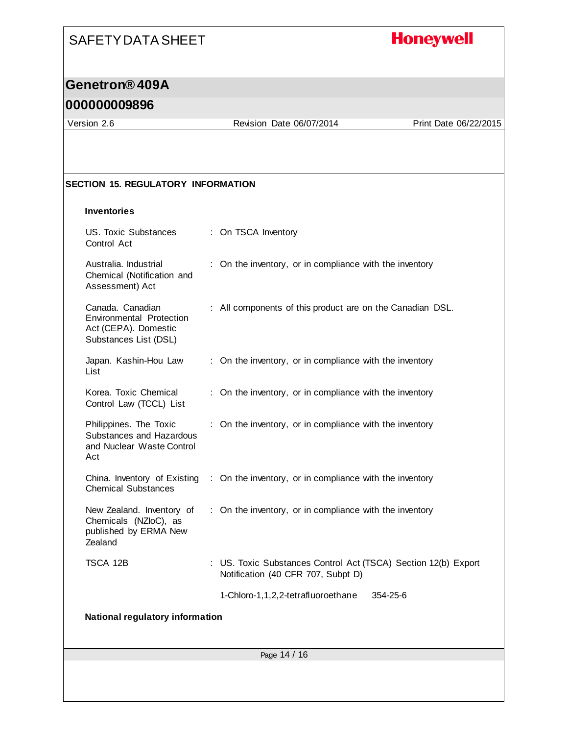## SECTION 15. REGULATORY INFORMATION

### Inventories

| | |
|---|---|
| US. Toxic Substances Control Act | : On TSCA Inventory |
| Australia. Industrial Chemical (Notification and Assessment) Act | : On the inventory, or in compliance with the inventory |
| Canada. Canadian Environmental Protection Act (CEPA). Domestic Substances List (DSL) | : All components of this product are on the Canadian DSL. |
| Japan. Kashin-Hou Law List | : On the inventory, or in compliance with the inventory |
| Korea. Toxic Chemical Control Law (TCCL) List | : On the inventory, or in compliance with the inventory |
| Philippines. The Toxic Substances and Hazardous and Nuclear Waste Control Act | : On the inventory, or in compliance with the inventory |
| China. Inventory of Existing Chemical Substances | : On the inventory, or in compliance with the inventory |
| New Zealand. Inventory of Chemicals (NZIoC), as published by ERMA New Zealand | : On the inventory, or in compliance with the inventory |
| TSCA 12B | : US. Toxic Substances Control Act (TSCA) Section 12(b) Export Notification (40 CFR 707, Subpt D) |

1-Chloro-1,1,2,2-tetrafluoroethane 354-25-6

### National regulatory information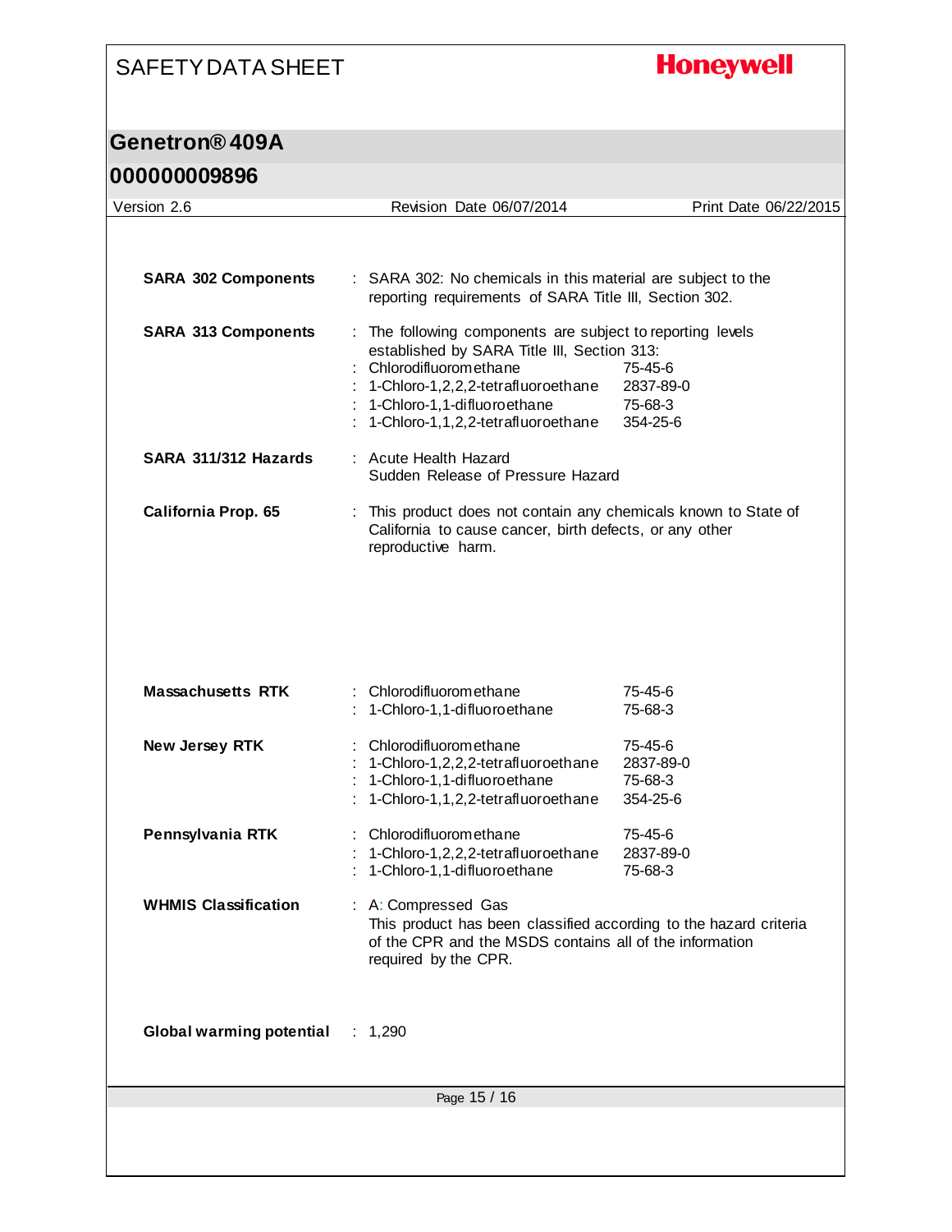**SARA 302 Components** : SARA 302: No chemicals in this material are subject to the reporting requirements of SARA Title III, Section 302.

**SARA 313 Components** : The following components are subject to reporting levels established by SARA Title III, Section 313:

| | |
|---|---|
| Chlorodifluoromethane | 75-45-6 |
| 1-Chloro-1,2,2,2-tetrafluoroethane | 2837-89-0 |
| 1-Chloro-1,1-difluoroethane | 75-68-3 |
| 1-Chloro-1,1,2,2-tetrafluoroethane | 354-25-6 |

**SARA 311/312 Hazards** : Acute Health Hazard
Sudden Release of Pressure Hazard

**California Prop. 65** : This product does not contain any chemicals known to State of California to cause cancer, birth defects, or any other reproductive harm.

**Massachusetts RTK**

| | |
|---|---|
| Chlorodifluoromethane | 75-45-6 |
| 1-Chloro-1,1-difluoroethane | 75-68-3 |

**New Jersey RTK**

| | |
|---|---|
| Chlorodifluoromethane | 75-45-6 |
| 1-Chloro-1,2,2,2-tetrafluoroethane | 2837-89-0 |
| 1-Chloro-1,1-difluoroethane | 75-68-3 |
| 1-Chloro-1,1,2,2-tetrafluoroethane | 354-25-6 |

**Pennsylvania RTK**

| | |
|---|---|
| Chlorodifluoromethane | 75-45-6 |
| 1-Chloro-1,2,2,2-tetrafluoroethane | 2837-89-0 |
| 1-Chloro-1,1-difluoroethane | 75-68-3 |

**WHMIS Classification** : A: Compressed Gas
This product has been classified according to the hazard criteria of the CPR and the MSDS contains all of the information required by the CPR.

**Global warming potential** : 1,290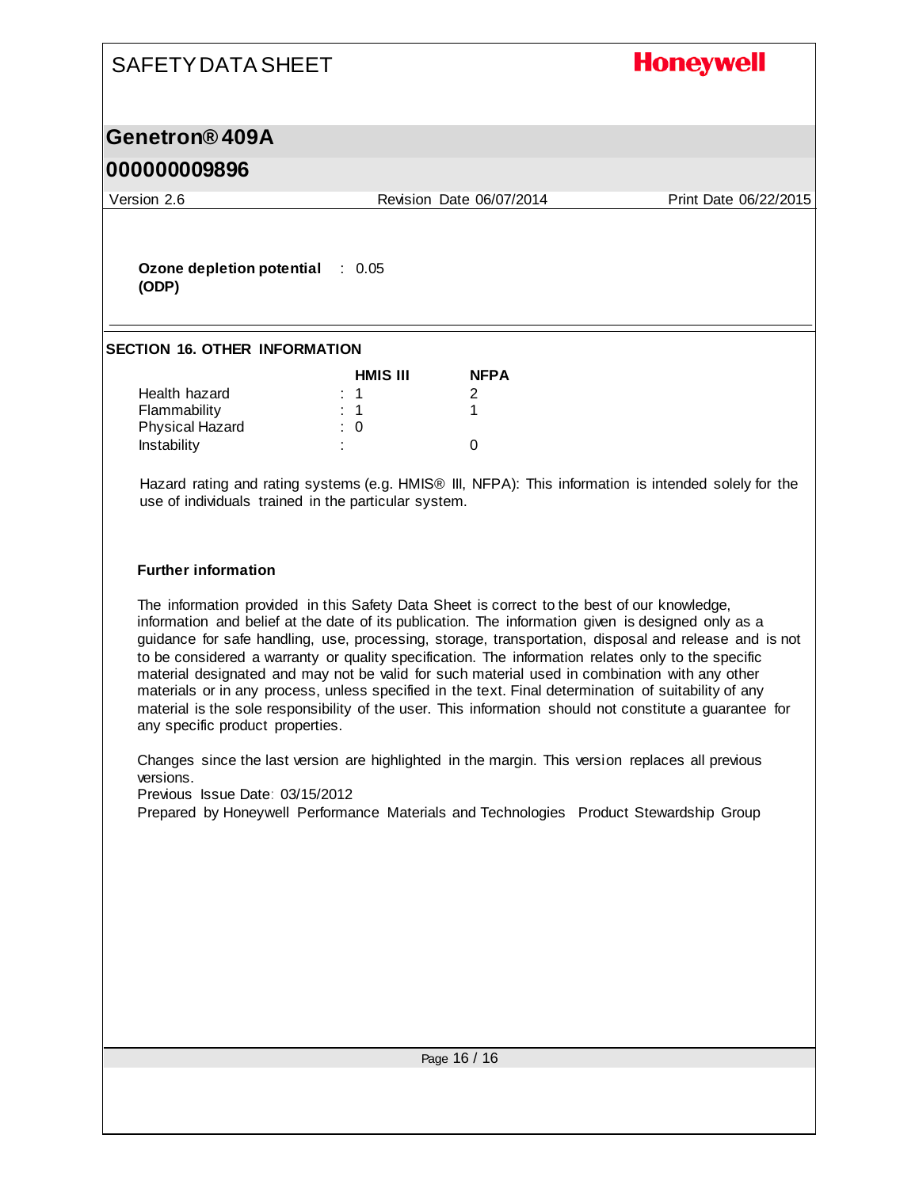**Ozone depletion potential (ODP)** : 0.05

## SECTION 16. OTHER INFORMATION

| | HMIS III | NFPA |
|---|---|---|
| Health hazard | : 1 | 2 |
| Flammability | : 1 | 1 |
| Physical Hazard | : 0 | |
| Instability | : | 0 |

Hazard rating and rating systems (e.g. HMIS® III, NFPA): This information is intended solely for the use of individuals trained in the particular system.

**Further information**

The information provided in this Safety Data Sheet is correct to the best of our knowledge, information and belief at the date of its publication. The information given is designed only as a guidance for safe handling, use, processing, storage, transportation, disposal and release and is not to be considered a warranty or quality specification. The information relates only to the specific material designated and may not be valid for such material used in combination with any other materials or in any process, unless specified in the text. Final determination of suitability of any material is the sole responsibility of the user. This information should not constitute a guarantee for any specific product properties.

Changes since the last version are highlighted in the margin. This version replaces all previous versions.
Previous Issue Date: 03/15/2012
Prepared by Honeywell Performance Materials and Technologies Product Stewardship Group